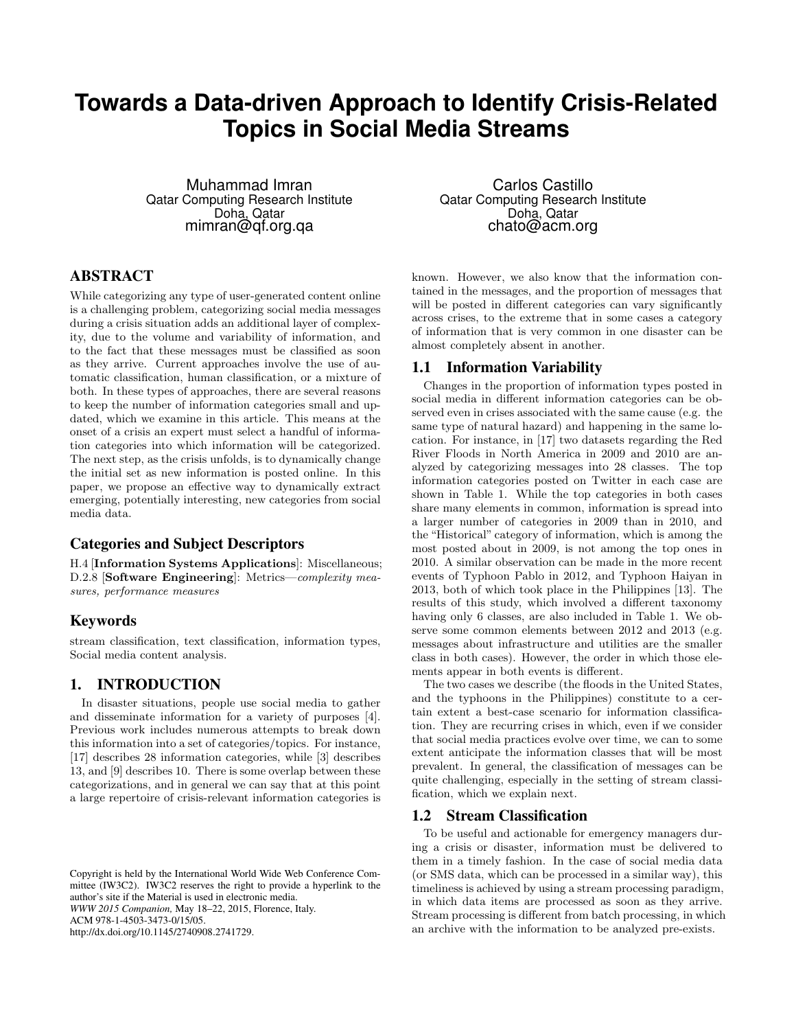# Towards a Data-driven Approach to Identify Crisis-Related Topics in Social Media Streams

Muhammad Imran
Qatar Computing Research Institute
Doha, Qatar
mimran@qf.org.qa

Carlos Castillo
Qatar Computing Research Institute
Doha, Qatar
chato@acm.org

## ABSTRACT

While categorizing any type of user-generated content online is a challenging problem, categorizing social media messages during a crisis situation adds an additional layer of complexity, due to the volume and variability of information, and to the fact that these messages must be classified as soon as they arrive. Current approaches involve the use of automatic classification, human classification, or a mixture of both. In these types of approaches, there are several reasons to keep the number of information categories small and updated, which we examine in this article. This means at the onset of a crisis an expert must select a handful of information categories into which information will be categorized. The next step, as the crisis unfolds, is to dynamically change the initial set as new information is posted online. In this paper, we propose an effective way to dynamically extract emerging, potentially interesting, new categories from social media data.

### Categories and Subject Descriptors

H.4 [**Information Systems Applications**]: Miscellaneous; D.2.8 [**Software Engineering**]: Metrics—*complexity measures, performance measures*

### Keywords

stream classification, text classification, information types, Social media content analysis.

## 1. INTRODUCTION

In disaster situations, people use social media to gather and disseminate information for a variety of purposes [4]. Previous work includes numerous attempts to break down this information into a set of categories/topics. For instance, [17] describes 28 information categories, while [3] describes 13, and [9] describes 10. There is some overlap between these categorizations, and in general we can say that at this point a large repertoire of crisis-relevant information categories is known. However, we also know that the information contained in the messages, and the proportion of messages that will be posted in different categories can vary significantly across crises, to the extreme that in some cases a category of information that is very common in one disaster can be almost completely absent in another.

### 1.1 Information Variability

Changes in the proportion of information types posted in social media in different information categories can be observed even in crises associated with the same cause (e.g. the same type of natural hazard) and happening in the same location. For instance, in [17] two datasets regarding the Red River Floods in North America in 2009 and 2010 are analyzed by categorizing messages into 28 classes. The top information categories posted on Twitter in each case are shown in Table 1. While the top categories in both cases share many elements in common, information is spread into a larger number of categories in 2009 than in 2010, and the "Historical" category of information, which is among the most posted about in 2009, is not among the top ones in 2010. A similar observation can be made in the more recent events of Typhoon Pablo in 2012, and Typhoon Haiyan in 2013, both of which took place in the Philippines [13]. The results of this study, which involved a different taxonomy having only 6 classes, are also included in Table 1. We observe some common elements between 2012 and 2013 (e.g. messages about infrastructure and utilities are the smaller class in both cases). However, the order in which those elements appear in both events is different.

The two cases we describe (the floods in the United States, and the typhoons in the Philippines) constitute to a certain extent a best-case scenario for information classification. They are recurring crises in which, even if we consider that social media practices evolve over time, we can to some extent anticipate the information classes that will be most prevalent. In general, the classification of messages can be quite challenging, especially in the setting of stream classification, which we explain next.

### 1.2 Stream Classification

To be useful and actionable for emergency managers during a crisis or disaster, information must be delivered to them in a timely fashion. In the case of social media data (or SMS data, which can be processed in a similar way), this timeliness is achieved by using a stream processing paradigm, in which data items are processed as soon as they arrive. Stream processing is different from batch processing, in which an archive with the information to be analyzed pre-exists.

Copyright is held by the International World Wide Web Conference Committee (IW3C2). IW3C2 reserves the right to provide a hyperlink to the author's site if the Material is used in electronic media.
*WWW 2015 Companion,* May 18–22, 2015, Florence, Italy.
ACM 978-1-4503-3473-0/15/05.
http://dx.doi.org/10.1145/2740908.2741729.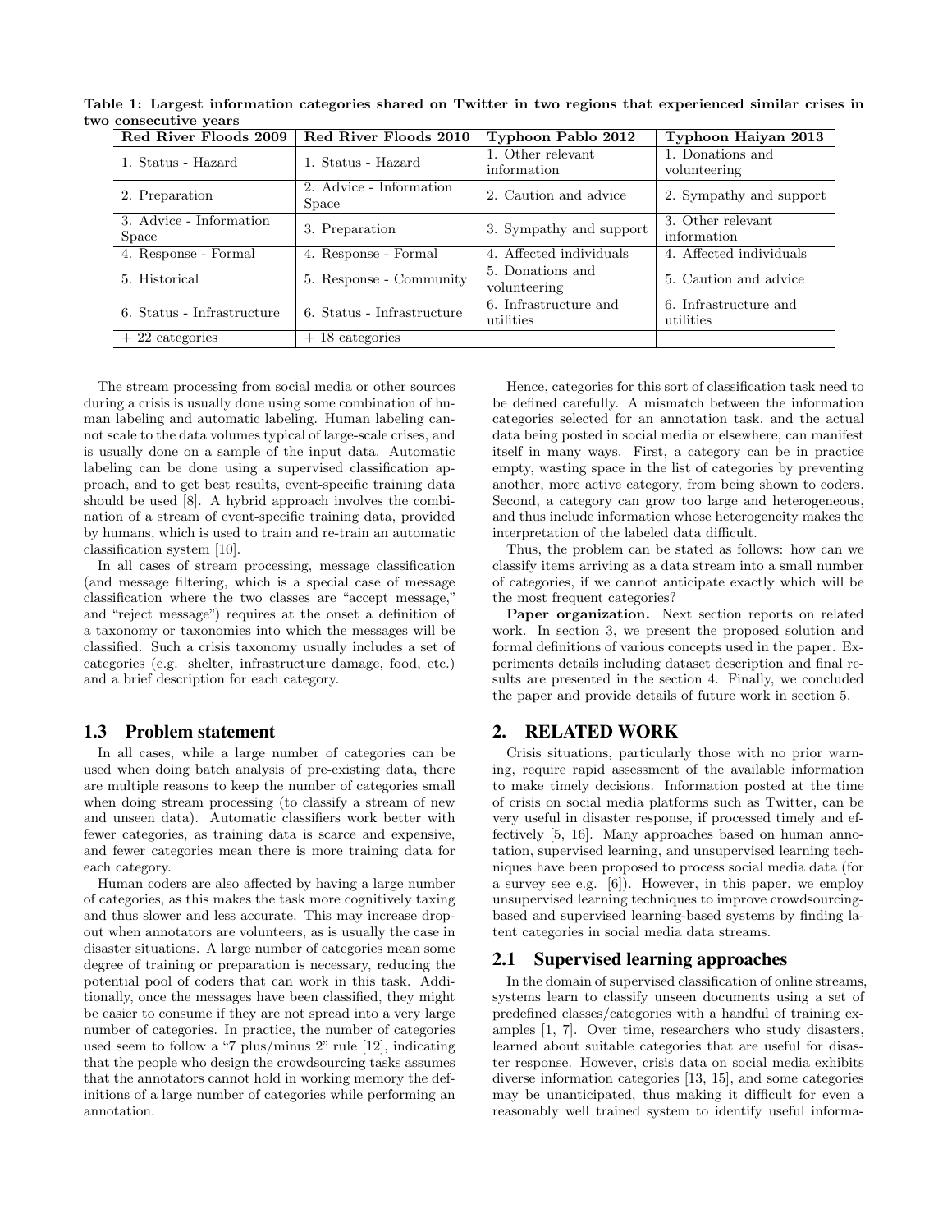**Table 1: Largest information categories shared on Twitter in two regions that experienced similar crises in two consecutive years**

| Red River Floods 2009 | Red River Floods 2010 | Typhoon Pablo 2012 | Typhoon Haiyan 2013 |
|---|---|---|---|
| 1. Status - Hazard | 1. Status - Hazard | 1. Other relevant information | 1. Donations and volunteering |
| 2. Preparation | 2. Advice - Information Space | 2. Caution and advice | 2. Sympathy and support |
| 3. Advice - Information Space | 3. Preparation | 3. Sympathy and support | 3. Other relevant information |
| 4. Response - Formal | 4. Response - Formal | 4. Affected individuals | 4. Affected individuals |
| 5. Historical | 5. Response - Community | 5. Donations and volunteering | 5. Caution and advice |
| 6. Status - Infrastructure | 6. Status - Infrastructure | 6. Infrastructure and utilities | 6. Infrastructure and utilities |
| + 22 categories | + 18 categories | | |

The stream processing from social media or other sources during a crisis is usually done using some combination of human labeling and automatic labeling. Human labeling cannot scale to the data volumes typical of large-scale crises, and is usually done on a sample of the input data. Automatic labeling can be done using a supervised classification approach, and to get best results, event-specific training data should be used [8]. A hybrid approach involves the combination of a stream of event-specific training data, provided by humans, which is used to train and re-train an automatic classification system [10].

In all cases of stream processing, message classification (and message filtering, which is a special case of message classification where the two classes are "accept message," and "reject message") requires at the onset a definition of a taxonomy or taxonomies into which the messages will be classified. Such a crisis taxonomy usually includes a set of categories (e.g. shelter, infrastructure damage, food, etc.) and a brief description for each category.

### 1.3 Problem statement

In all cases, while a large number of categories can be used when doing batch analysis of pre-existing data, there are multiple reasons to keep the number of categories small when doing stream processing (to classify a stream of new and unseen data). Automatic classifiers work better with fewer categories, as training data is scarce and expensive, and fewer categories mean there is more training data for each category.

Human coders are also affected by having a large number of categories, as this makes the task more cognitively taxing and thus slower and less accurate. This may increase dropout when annotators are volunteers, as is usually the case in disaster situations. A large number of categories mean some degree of training or preparation is necessary, reducing the potential pool of coders that can work in this task. Additionally, once the messages have been classified, they might be easier to consume if they are not spread into a very large number of categories. In practice, the number of categories used seem to follow a "7 plus/minus 2" rule [12], indicating that the people who design the crowdsourcing tasks assumes that the annotators cannot hold in working memory the definitions of a large number of categories while performing an annotation.

Hence, categories for this sort of classification task need to be defined carefully. A mismatch between the information categories selected for an annotation task, and the actual data being posted in social media or elsewhere, can manifest itself in many ways. First, a category can be in practice empty, wasting space in the list of categories by preventing another, more active category, from being shown to coders. Second, a category can grow too large and heterogeneous, and thus include information whose heterogeneity makes the interpretation of the labeled data difficult.

Thus, the problem can be stated as follows: how can we classify items arriving as a data stream into a small number of categories, if we cannot anticipate exactly which will be the most frequent categories?

**Paper organization.** Next section reports on related work. In section 3, we present the proposed solution and formal definitions of various concepts used in the paper. Experiments details including dataset description and final results are presented in the section 4. Finally, we concluded the paper and provide details of future work in section 5.

## 2. RELATED WORK

Crisis situations, particularly those with no prior warning, require rapid assessment of the available information to make timely decisions. Information posted at the time of crisis on social media platforms such as Twitter, can be very useful in disaster response, if processed timely and effectively [5, 16]. Many approaches based on human annotation, supervised learning, and unsupervised learning techniques have been proposed to process social media data (for a survey see e.g. [6]). However, in this paper, we employ unsupervised learning techniques to improve crowdsourcing-based and supervised learning-based systems by finding latent categories in social media data streams.

### 2.1 Supervised learning approaches

In the domain of supervised classification of online streams, systems learn to classify unseen documents using a set of predefined classes/categories with a handful of training examples [1, 7]. Over time, researchers who study disasters, learned about suitable categories that are useful for disaster response. However, crisis data on social media exhibits diverse information categories [13, 15], and some categories may be unanticipated, thus making it difficult for even a reasonably well trained system to identify useful informa-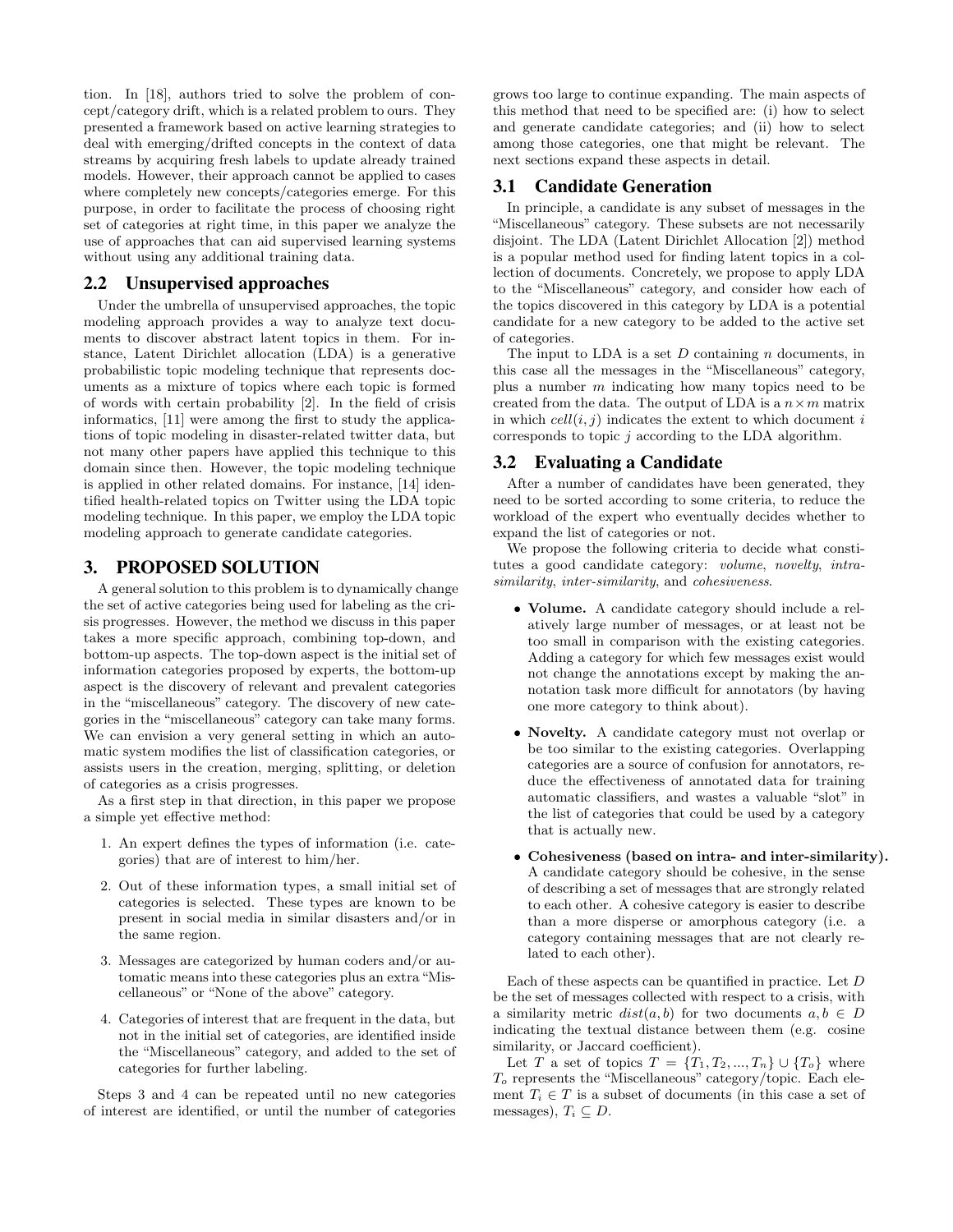tion. In [18], authors tried to solve the problem of concept/category drift, which is a related problem to ours. They presented a framework based on active learning strategies to deal with emerging/drifted concepts in the context of data streams by acquiring fresh labels to update already trained models. However, their approach cannot be applied to cases where completely new concepts/categories emerge. For this purpose, in order to facilitate the process of choosing right set of categories at right time, in this paper we analyze the use of approaches that can aid supervised learning systems without using any additional training data.

## 2.2 Unsupervised approaches

Under the umbrella of unsupervised approaches, the topic modeling approach provides a way to analyze text documents to discover abstract latent topics in them. For instance, Latent Dirichlet allocation (LDA) is a generative probabilistic topic modeling technique that represents documents as a mixture of topics where each topic is formed of words with certain probability [2]. In the field of crisis informatics, [11] were among the first to study the applications of topic modeling in disaster-related twitter data, but not many other papers have applied this technique to this domain since then. However, the topic modeling technique is applied in other related domains. For instance, [14] identified health-related topics on Twitter using the LDA topic modeling technique. In this paper, we employ the LDA topic modeling approach to generate candidate categories.

# 3. PROPOSED SOLUTION

A general solution to this problem is to dynamically change the set of active categories being used for labeling as the crisis progresses. However, the method we discuss in this paper takes a more specific approach, combining top-down, and bottom-up aspects. The top-down aspect is the initial set of information categories proposed by experts, the bottom-up aspect is the discovery of relevant and prevalent categories in the "miscellaneous" category. The discovery of new categories in the "miscellaneous" category can take many forms. We can envision a very general setting in which an automatic system modifies the list of classification categories, or assists users in the creation, merging, splitting, or deletion of categories as a crisis progresses.

As a first step in that direction, in this paper we propose a simple yet effective method:

1. An expert defines the types of information (i.e. categories) that are of interest to him/her.
2. Out of these information types, a small initial set of categories is selected. These types are known to be present in social media in similar disasters and/or in the same region.
3. Messages are categorized by human coders and/or automatic means into these categories plus an extra "Miscellaneous" or "None of the above" category.
4. Categories of interest that are frequent in the data, but not in the initial set of categories, are identified inside the "Miscellaneous" category, and added to the set of categories for further labeling.

Steps 3 and 4 can be repeated until no new categories of interest are identified, or until the number of categories grows too large to continue expanding. The main aspects of this method that need to be specified are: (i) how to select and generate candidate categories; and (ii) how to select among those categories, one that might be relevant. The next sections expand these aspects in detail.

## 3.1 Candidate Generation

In principle, a candidate is any subset of messages in the "Miscellaneous" category. These subsets are not necessarily disjoint. The LDA (Latent Dirichlet Allocation [2]) method is a popular method used for finding latent topics in a collection of documents. Concretely, we propose to apply LDA to the "Miscellaneous" category, and consider how each of the topics discovered in this category by LDA is a potential candidate for a new category to be added to the active set of categories.

The input to LDA is a set $D$ containing $n$ documents, in this case all the messages in the "Miscellaneous" category, plus a number $m$ indicating how many topics need to be created from the data. The output of LDA is a $n \times m$ matrix in which $cell(i, j)$ indicates the extent to which document $i$ corresponds to topic $j$ according to the LDA algorithm.

## 3.2 Evaluating a Candidate

After a number of candidates have been generated, they need to be sorted according to some criteria, to reduce the workload of the expert who eventually decides whether to expand the list of categories or not.

We propose the following criteria to decide what constitutes a good candidate category: *volume*, *novelty*, *intra-similarity*, *inter-similarity*, and *cohesiveness*.

- **Volume.** A candidate category should include a relatively large number of messages, or at least not be too small in comparison with the existing categories. Adding a category for which few messages exist would not change the annotations except by making the annotation task more difficult for annotators (by having one more category to think about).
- **Novelty.** A candidate category must not overlap or be too similar to the existing categories. Overlapping categories are a source of confusion for annotators, reduce the effectiveness of annotated data for training automatic classifiers, and wastes a valuable "slot" in the list of categories that could be used by a category that is actually new.
- **Cohesiveness (based on intra- and inter-similarity).** A candidate category should be cohesive, in the sense of describing a set of messages that are strongly related to each other. A cohesive category is easier to describe than a more disperse or amorphous category (i.e. a category containing messages that are not clearly related to each other).

Each of these aspects can be quantified in practice. Let $D$ be the set of messages collected with respect to a crisis, with a similarity metric $dist(a, b)$ for two documents $a, b \in D$ indicating the textual distance between them (e.g. cosine similarity, or Jaccard coefficient).

Let $T$ a set of topics $T = \{T_1, T_2, ..., T_n\} \cup \{T_o\}$ where $T_o$ represents the "Miscellaneous" category/topic. Each element $T_i \in T$ is a subset of documents (in this case a set of messages), $T_i \subseteq D$.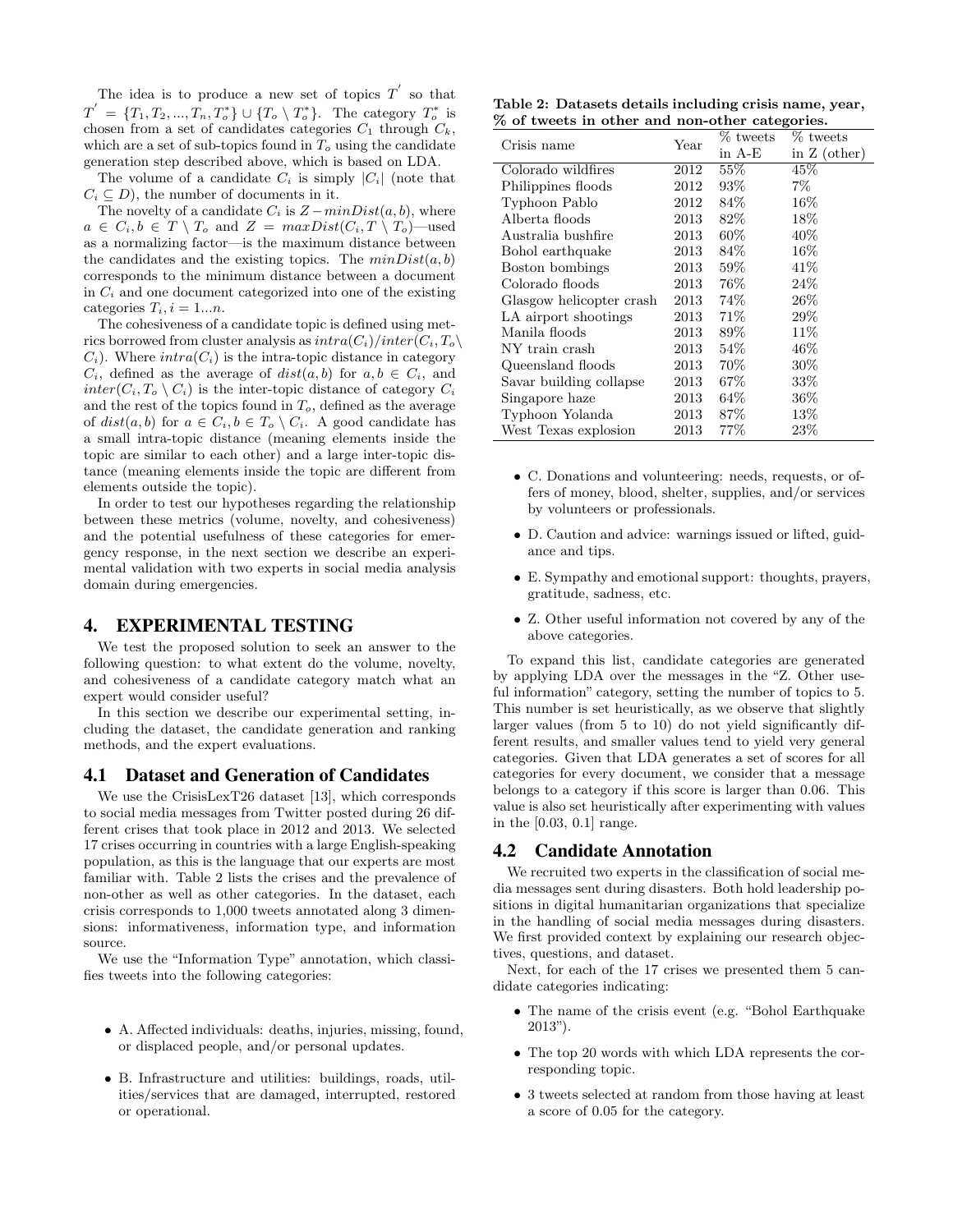The idea is to produce a new set of topics $T^{'}$ so that $T^{'} = \{T_1, T_2, ..., T_n, T_o^*\} \cup \{T_o \setminus T_o^*\}$. The category $T_o^*$ is chosen from a set of candidates categories $C_1$ through $C_k$, which are a set of sub-topics found in $T_o$ using the candidate generation step described above, which is based on LDA.

The volume of a candidate $C_i$ is simply $|C_i|$ (note that $C_i \subseteq D$), the number of documents in it.

The novelty of a candidate $C_i$ is $Z - minDist(a, b)$, where $a \in C_i, b \in T \setminus T_o$ and $Z = maxDist(C_i, T \setminus T_o)$—used as a normalizing factor—is the maximum distance between the candidates and the existing topics. The $minDist(a, b)$ corresponds to the minimum distance between a document in $C_i$ and one document categorized into one of the existing categories $T_i, i = 1...n$.

The cohesiveness of a candidate topic is defined using metrics borrowed from cluster analysis as $intra(C_i)/inter(C_i, T_o \setminus C_i)$. Where $intra(C_i)$ is the intra-topic distance in category $C_i$, defined as the average of $dist(a, b)$ for $a, b \in C_i$, and $inter(C_i, T_o \setminus C_i)$ is the inter-topic distance of category $C_i$ and the rest of the topics found in $T_o$, defined as the average of $dist(a, b)$ for $a \in C_i, b \in T_o \setminus C_i$. A good candidate has a small intra-topic distance (meaning elements inside the topic are similar to each other) and a large inter-topic distance (meaning elements inside the topic are different from elements outside the topic).

In order to test our hypotheses regarding the relationship between these metrics (volume, novelty, and cohesiveness) and the potential usefulness of these categories for emergency response, in the next section we describe an experimental validation with two experts in social media analysis domain during emergencies.

## 4. EXPERIMENTAL TESTING

We test the proposed solution to seek an answer to the following question: to what extent do the volume, novelty, and cohesiveness of a candidate category match what an expert would consider useful?

In this section we describe our experimental setting, including the dataset, the candidate generation and ranking methods, and the expert evaluations.

### 4.1 Dataset and Generation of Candidates

We use the CrisisLexT26 dataset [13], which corresponds to social media messages from Twitter posted during 26 different crises that took place in 2012 and 2013. We selected 17 crises occurring in countries with a large English-speaking population, as this is the language that our experts are most familiar with. Table 2 lists the crises and the prevalence of non-other as well as other categories. In the dataset, each crisis corresponds to 1,000 tweets annotated along 3 dimensions: informativeness, information type, and information source.

We use the "Information Type" annotation, which classifies tweets into the following categories:

- A. Affected individuals: deaths, injuries, missing, found, or displaced people, and/or personal updates.
- B. Infrastructure and utilities: buildings, roads, utilities/services that are damaged, interrupted, restored or operational.
- C. Donations and volunteering: needs, requests, or offers of money, blood, shelter, supplies, and/or services by volunteers or professionals.
- D. Caution and advice: warnings issued or lifted, guidance and tips.
- E. Sympathy and emotional support: thoughts, prayers, gratitude, sadness, etc.
- Z. Other useful information not covered by any of the above categories.

**Table 2: Datasets details including crisis name, year, % of tweets in other and non-other categories.**

| Crisis name | Year | % tweets in A-E | % tweets in Z (other) |
|---|---|---|---|
| Colorado wildfires | 2012 | 55% | 45% |
| Philippines floods | 2012 | 93% | 7% |
| Typhoon Pablo | 2012 | 84% | 16% |
| Alberta floods | 2013 | 82% | 18% |
| Australia bushfire | 2013 | 60% | 40% |
| Bohol earthquake | 2013 | 84% | 16% |
| Boston bombings | 2013 | 59% | 41% |
| Colorado floods | 2013 | 76% | 24% |
| Glasgow helicopter crash | 2013 | 74% | 26% |
| LA airport shootings | 2013 | 71% | 29% |
| Manila floods | 2013 | 89% | 11% |
| NY train crash | 2013 | 54% | 46% |
| Queensland floods | 2013 | 70% | 30% |
| Savar building collapse | 2013 | 67% | 33% |
| Singapore haze | 2013 | 64% | 36% |
| Typhoon Yolanda | 2013 | 87% | 13% |
| West Texas explosion | 2013 | 77% | 23% |

To expand this list, candidate categories are generated by applying LDA over the messages in the "Z. Other useful information" category, setting the number of topics to 5. This number is set heuristically, as we observe that slightly larger values (from 5 to 10) do not yield significantly different results, and smaller values tend to yield very general categories. Given that LDA generates a set of scores for all categories for every document, we consider that a message belongs to a category if this score is larger than 0.06. This value is also set heuristically after experimenting with values in the [0.03, 0.1] range.

### 4.2 Candidate Annotation

We recruited two experts in the classification of social media messages sent during disasters. Both hold leadership positions in digital humanitarian organizations that specialize in the handling of social media messages during disasters. We first provided context by explaining our research objectives, questions, and dataset.

Next, for each of the 17 crises we presented them 5 candidate categories indicating:

- The name of the crisis event (e.g. "Bohol Earthquake 2013").
- The top 20 words with which LDA represents the corresponding topic.
- 3 tweets selected at random from those having at least a score of 0.05 for the category.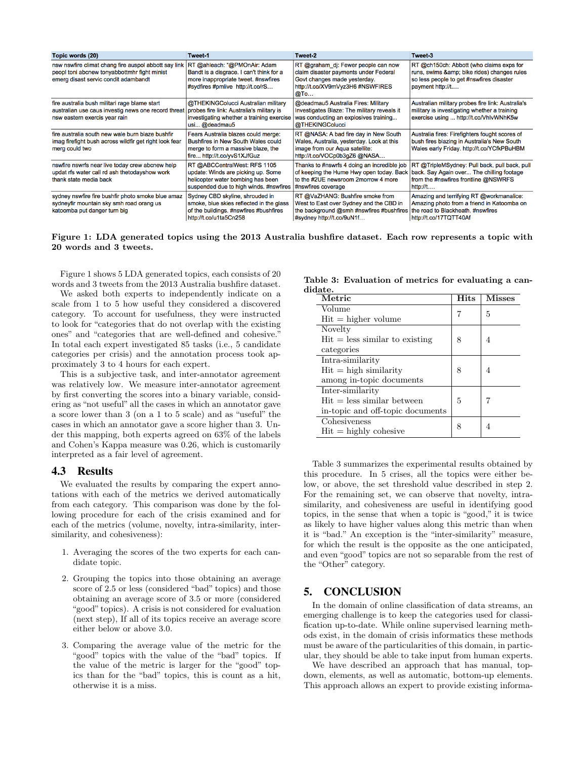| Topic words (20) | Tweet-1 | Tweet-2 | Tweet-3 |
|---|---|---|---|
| nsw nswfire climat chang fire auspol abbott say link peopl toni abcnew tonyabbottmhr fight minist emerg disast servic condit adambandt | RT @ahleach: "@PMOnAir: Adam Bandt is a disgrace. I can't think for a more inappropriate tweet. #nswfires #sydfires #pmlive http://t.co/rS... | RT @graham_dj: Fewer people can now claim disaster payments under Federal Govt changes made yesterday. http://t.co/XV9mVyz3H6 #NSWFIRES @To... | RT @ch150ch: Abbott (who claims exps for runs, swims &amp; bike rides) changes rules so less people to get #nswfires disaster payment http://t.... |
| fire australia bush militari rage blame start australian use caus investig news one record threat nsw eastern exercis year rain | @THEKINGColucci Australian military probes fire link: Australia's military is investigating whether a training exercise usi... @deadmau5 | @deadmau5 Australia Fires: Military Investigates Blaze: The military reveals it was conducting an explosives training... @THEKINGColucci | Australian military probes fire link: Australia's military is investigating whether a training exercise using ... http://t.co/VhlvWNhK5w |
| fire australia south new wale burn blaze bushfir imag firefight bush across wildfir get right look fear merg could two | Fears Australia blazes could merge: Bushfires in New South Wales could merge to form a massive blaze, the fire... http://t.co/yvS1XJfGuz | RT @NASA: A bad fire day in New South Wales, Australia, yesterday. Look at this image from our Aqua satellite: http://t.co/VOCp0b3gZ6 @NASA... | Australia fires: Firefighters fought scores of bush fires blazing in Australia's New South Wales early Friday. http://t.co/YCfkPBuHBM |
| nswfire nswrfs near live today crew abcnew help updat rfs water call rd ash thetodayshow work thank state media back | RT @ABCCentralWest: RFS 1105 update: Winds are picking up. Some helicopter water bombing has been suspended due to high winds. #nswfires | Thanks to #nswrfs 4 doing an incredible job of keeping the Hume Hwy open today. Back to the #2UE newsroom 2morrow 4 more #nswfires coverage | RT @TripleMSydney: Pull back, pull back, pull back. Say Again over... The chilling footage from the #nswfires frontline @NSWRFS http://t.... |
| sydney nswfire fire bushfir photo smoke blue amaz sydneyfir mountain sky smh road orang us katoomba put danger turn big | Sydney CBD skyline, shrouded in smoke, blue skies reflected in the glass of the buildings. #nswfires #bushfires http://t.co/u1ta5Cn258 | RT @VaZHANG: Bushfire smoke from West to East over Sydney and the CBD in the background @smh #nswfires #bushfires #sydney http://t.co/9uN1f... | Amazing and terrifying RT @workmanalice: Amazing photo from a friend in Katoomba on the road to Blackheath. #nswfires http://t.co/17TQTT40Af |

**Figure 1: LDA generated topics using the 2013 Australia bushfire dataset. Each row represents a topic with 20 words and 3 tweets.**

Figure 1 shows 5 LDA generated topics, each consists of 20 words and 3 tweets from the 2013 Australia bushfire dataset.

We asked both experts to independently indicate on a scale from 1 to 5 how useful they considered a discovered category. To account for usefulness, they were instructed to look for "categories that do not overlap with the existing ones" and "categories that are well-defined and cohesive." In total each expert investigated 85 tasks (i.e., 5 candidate categories per crisis) and the annotation process took approximately 3 to 4 hours for each expert.

This is a subjective task, and inter-annotator agreement was relatively low. We measure inter-annotator agreement by first converting the scores into a binary variable, considering as "not useful" all the cases in which an annotator gave a score lower than 3 (on a 1 to 5 scale) and as "useful" the cases in which an annotator gave a score higher than 3. Under this mapping, both experts agreed on 63% of the labels and Cohen's Kappa measure was 0.26, which is customarily interpreted as a fair level of agreement.

## 4.3 Results

We evaluated the results by comparing the expert annotations with each of the metrics we derived automatically from each category. This comparison was done by the following procedure for each of the crisis examined and for each of the metrics (volume, novelty, intra-similarity, inter-similarity, and cohesiveness):

1. Averaging the scores of the two experts for each candidate topic.
2. Grouping the topics into those obtaining an average score of 2.5 or less (considered "bad" topics) and those obtaining an average score of 3.5 or more (considered "good" topics). A crisis is not considered for evaluation (next step), If all of its topics receive an average score either below or above 3.0.
3. Comparing the average value of the metric for the "good" topics with the value of the "bad" topics. If the value of the metric is larger for the "good" topics than for the "bad" topics, this is count as a hit, otherwise it is a miss.

**Table 3: Evaluation of metrics for evaluating a candidate.**

| Metric | Hits | Misses |
|---|---|---|
| Volume<br>Hit = higher volume | 7 | 5 |
| Novelty<br>Hit = less similar to existing categories | 8 | 4 |
| Intra-similarity<br>Hit = high similarity among in-topic documents | 8 | 4 |
| Inter-similarity<br>Hit = less similar between in-topic and off-topic documents | 5 | 7 |
| Cohesiveness<br>Hit = highly cohesive | 8 | 4 |

Table 3 summarizes the experimental results obtained by this procedure. In 5 crises, all the topics were either below, or above, the set threshold value described in step 2. For the remaining set, we can observe that novelty, intra-similarity, and cohesiveness are useful in identifying good topics, in the sense that when a topic is "good," it is twice as likely to have higher values along this metric than when it is "bad." An exception is the "inter-similarity" measure, for which the result is the opposite as the one anticipated, and even "good" topics are not so separable from the rest of the "Other" category.

# 5. CONCLUSION

In the domain of online classification of data streams, an emerging challenge is to keep the categories used for classification up-to-date. While online supervised learning methods exist, in the domain of crisis informatics these methods must be aware of the particularities of this domain, in particular, they should be able to take input from human experts.

We have described an approach that has manual, top-down, elements, as well as automatic, bottom-up elements. This approach allows an expert to provide existing informa-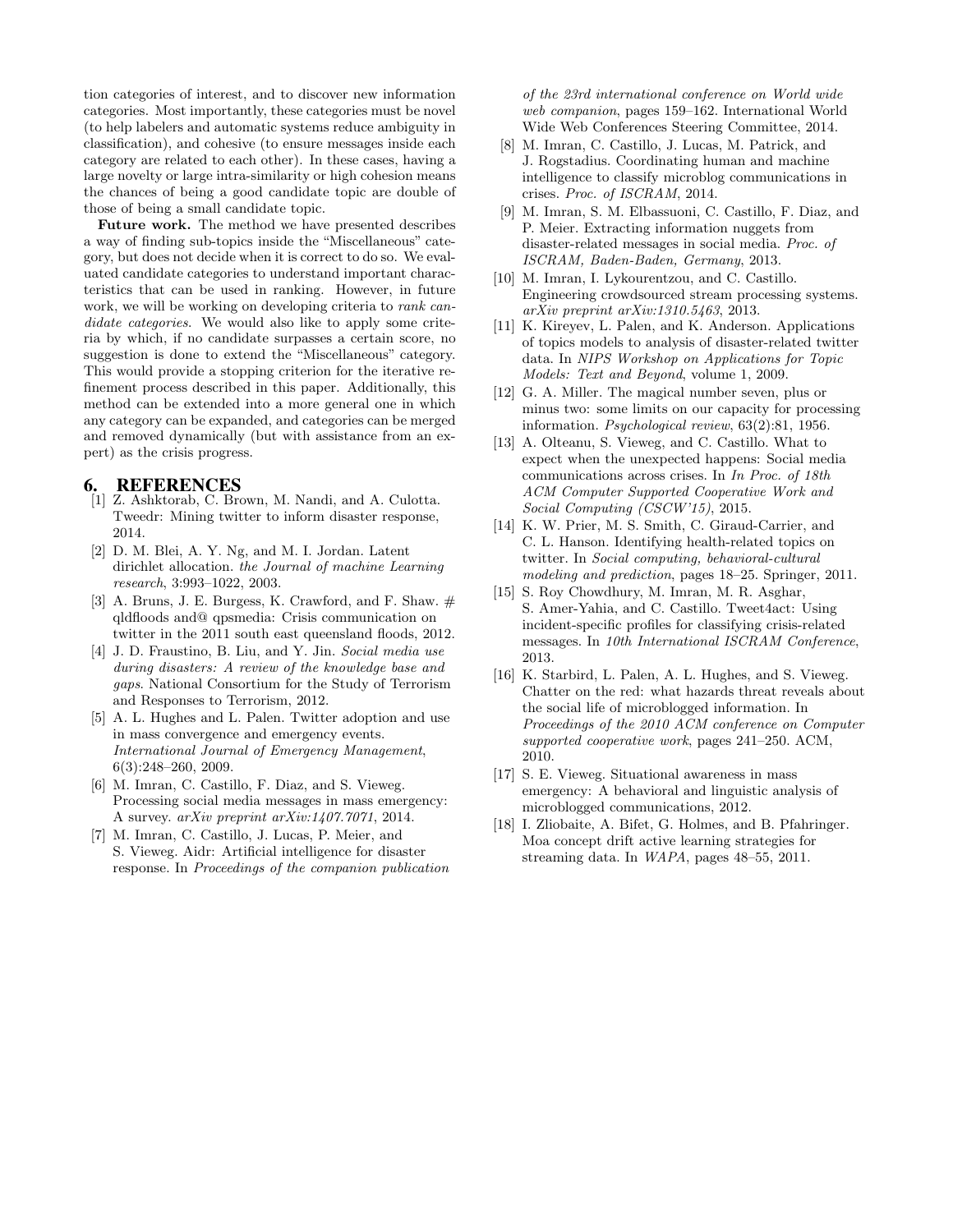tion categories of interest, and to discover new information categories. Most importantly, these categories must be novel (to help labelers and automatic systems reduce ambiguity in classification), and cohesive (to ensure messages inside each category are related to each other). In these cases, having a large novelty or large intra-similarity or high cohesion means the chances of being a good candidate topic are double of those of being a small candidate topic.

**Future work.** The method we have presented describes a way of finding sub-topics inside the "Miscellaneous" category, but does not decide when it is correct to do so. We evaluated candidate categories to understand important characteristics that can be used in ranking. However, in future work, we will be working on developing criteria to *rank candidate categories*. We would also like to apply some criteria by which, if no candidate surpasses a certain score, no suggestion is done to extend the "Miscellaneous" category. This would provide a stopping criterion for the iterative refinement process described in this paper. Additionally, this method can be extended into a more general one in which any category can be expanded, and categories can be merged and removed dynamically (but with assistance from an expert) as the crisis progress.

# 6. REFERENCES

[1] Z. Ashktorab, C. Brown, M. Nandi, and A. Culotta. Tweedr: Mining twitter to inform disaster response, 2014.

[2] D. M. Blei, A. Y. Ng, and M. I. Jordan. Latent dirichlet allocation. *the Journal of machine Learning research*, 3:993–1022, 2003.

[3] A. Bruns, J. E. Burgess, K. Crawford, and F. Shaw. # qldfloods and@ qpsmedia: Crisis communication on twitter in the 2011 south east queensland floods, 2012.

[4] J. D. Fraustino, B. Liu, and Y. Jin. *Social media use during disasters: A review of the knowledge base and gaps*. National Consortium for the Study of Terrorism and Responses to Terrorism, 2012.

[5] A. L. Hughes and L. Palen. Twitter adoption and use in mass convergence and emergency events. *International Journal of Emergency Management*, 6(3):248–260, 2009.

[6] M. Imran, C. Castillo, F. Diaz, and S. Vieweg. Processing social media messages in mass emergency: A survey. *arXiv preprint arXiv:1407.7071*, 2014.

[7] M. Imran, C. Castillo, J. Lucas, P. Meier, and S. Vieweg. Aidr: Artificial intelligence for disaster response. In *Proceedings of the companion publication of the 23rd international conference on World wide web companion*, pages 159–162. International World Wide Web Conferences Steering Committee, 2014.

[8] M. Imran, C. Castillo, J. Lucas, M. Patrick, and J. Rogstadius. Coordinating human and machine intelligence to classify microblog communications in crises. *Proc. of ISCRAM*, 2014.

[9] M. Imran, S. M. Elbassuoni, C. Castillo, F. Diaz, and P. Meier. Extracting information nuggets from disaster-related messages in social media. *Proc. of ISCRAM, Baden-Baden, Germany*, 2013.

[10] M. Imran, I. Lykourentzou, and C. Castillo. Engineering crowdsourced stream processing systems. *arXiv preprint arXiv:1310.5463*, 2013.

[11] K. Kireyev, L. Palen, and K. Anderson. Applications of topics models to analysis of disaster-related twitter data. In *NIPS Workshop on Applications for Topic Models: Text and Beyond*, volume 1, 2009.

[12] G. A. Miller. The magical number seven, plus or minus two: some limits on our capacity for processing information. *Psychological review*, 63(2):81, 1956.

[13] A. Olteanu, S. Vieweg, and C. Castillo. What to expect when the unexpected happens: Social media communications across crises. In *In Proc. of 18th ACM Computer Supported Cooperative Work and Social Computing (CSCW'15)*, 2015.

[14] K. W. Prier, M. S. Smith, C. Giraud-Carrier, and C. L. Hanson. Identifying health-related topics on twitter. In *Social computing, behavioral-cultural modeling and prediction*, pages 18–25. Springer, 2011.

[15] S. Roy Chowdhury, M. Imran, M. R. Asghar, S. Amer-Yahia, and C. Castillo. Tweet4act: Using incident-specific profiles for classifying crisis-related messages. In *10th International ISCRAM Conference*, 2013.

[16] K. Starbird, L. Palen, A. L. Hughes, and S. Vieweg. Chatter on the red: what hazards threat reveals about the social life of microblogged information. In *Proceedings of the 2010 ACM conference on Computer supported cooperative work*, pages 241–250. ACM, 2010.

[17] S. E. Vieweg. Situational awareness in mass emergency: A behavioral and linguistic analysis of microblogged communications, 2012.

[18] I. Zliobaite, A. Bifet, G. Holmes, and B. Pfahringer. Moa concept drift active learning strategies for streaming data. In *WAPA*, pages 48–55, 2011.